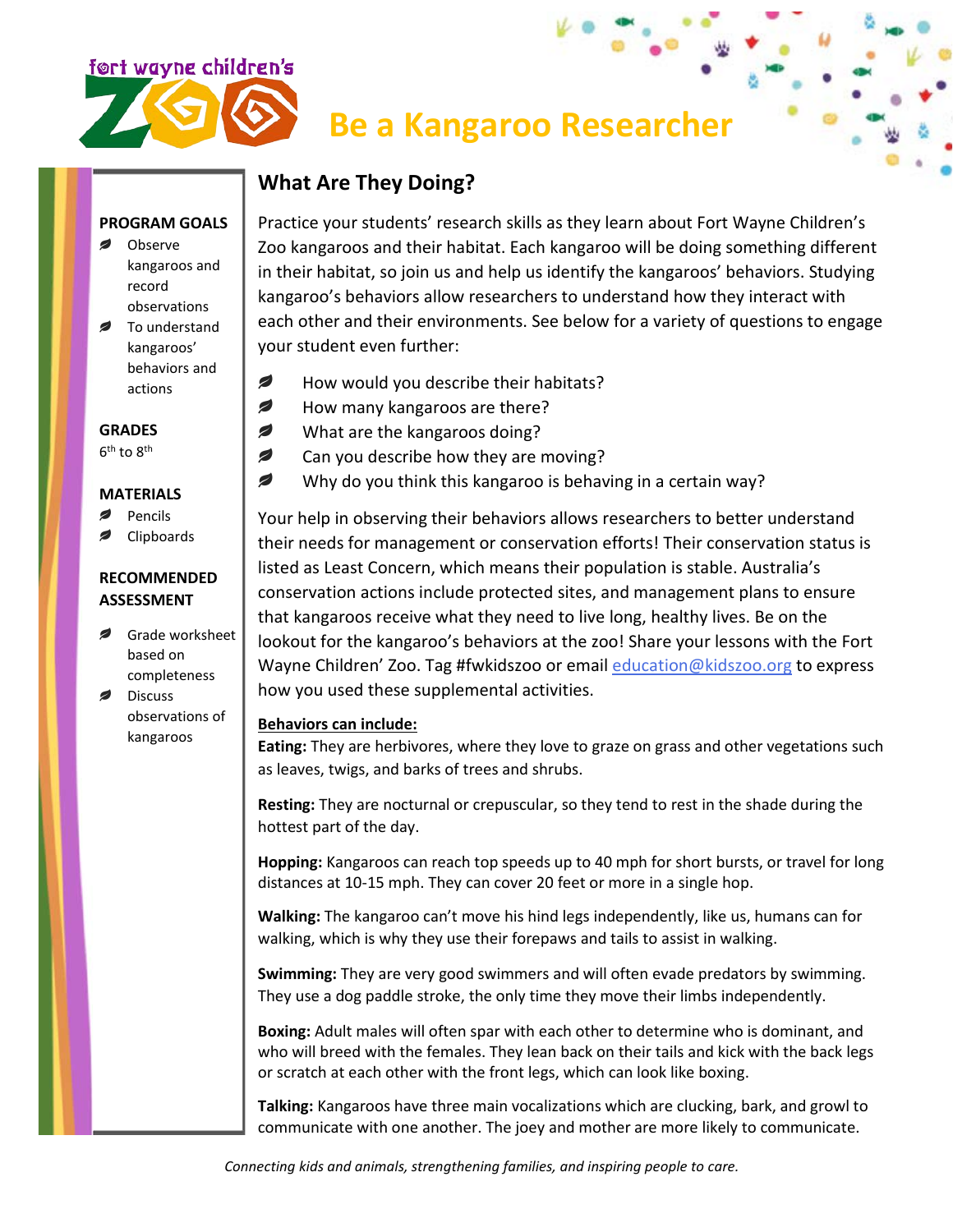fort wayne children's ZOO

# Be a Kangaroo Researcher

**PROGRAM GOALS**

- Observe kangaroos and record observations
- To understand kangaroos' behaviors and actions

**GRADES**

6th to 8th

**MATERIALS**

- Pencils
- Clipboards

**RECOMMENDED ASSESSMENT**

- Grade worksheet based on completeness
- Discuss observations of kangaroos

## What Are They Doing?

Practice your students' research skills as they learn about Fort Wayne Children's Zoo kangaroos and their habitat. Each kangaroo will be doing something different in their habitat, so join us and help us identify the kangaroos' behaviors. Studying kangaroo's behaviors allow researchers to understand how they interact with each other and their environments. See below for a variety of questions to engage your student even further:

- How would you describe their habitats?
- How many kangaroos are there?
- What are the kangaroos doing?
- Can you describe how they are moving?
- Why do you think this kangaroo is behaving in a certain way?

Your help in observing their behaviors allows researchers to better understand their needs for management or conservation efforts! Their conservation status is listed as Least Concern, which means their population is stable. Australia's conservation actions include protected sites, and management plans to ensure that kangaroos receive what they need to live long, healthy lives. Be on the lookout for the kangaroo's behaviors at the zoo! Share your lessons with the Fort Wayne Children' Zoo. Tag #fwkidszoo or email education@kidszoo.org to express how you used these supplemental activities.

**Behaviors can include:**

**Eating:** They are herbivores, where they love to graze on grass and other vegetations such as leaves, twigs, and barks of trees and shrubs.

**Resting:** They are nocturnal or crepuscular, so they tend to rest in the shade during the hottest part of the day.

**Hopping:** Kangaroos can reach top speeds up to 40 mph for short bursts, or travel for long distances at 10-15 mph. They can cover 20 feet or more in a single hop.

**Walking:** The kangaroo can't move his hind legs independently, like us, humans can for walking, which is why they use their forepaws and tails to assist in walking.

**Swimming:** They are very good swimmers and will often evade predators by swimming. They use a dog paddle stroke, the only time they move their limbs independently.

**Boxing:** Adult males will often spar with each other to determine who is dominant, and who will breed with the females. They lean back on their tails and kick with the back legs or scratch at each other with the front legs, which can look like boxing.

**Talking:** Kangaroos have three main vocalizations which are clucking, bark, and growl to communicate with one another. The joey and mother are more likely to communicate.

*Connecting kids and animals, strengthening families, and inspiring people to care.*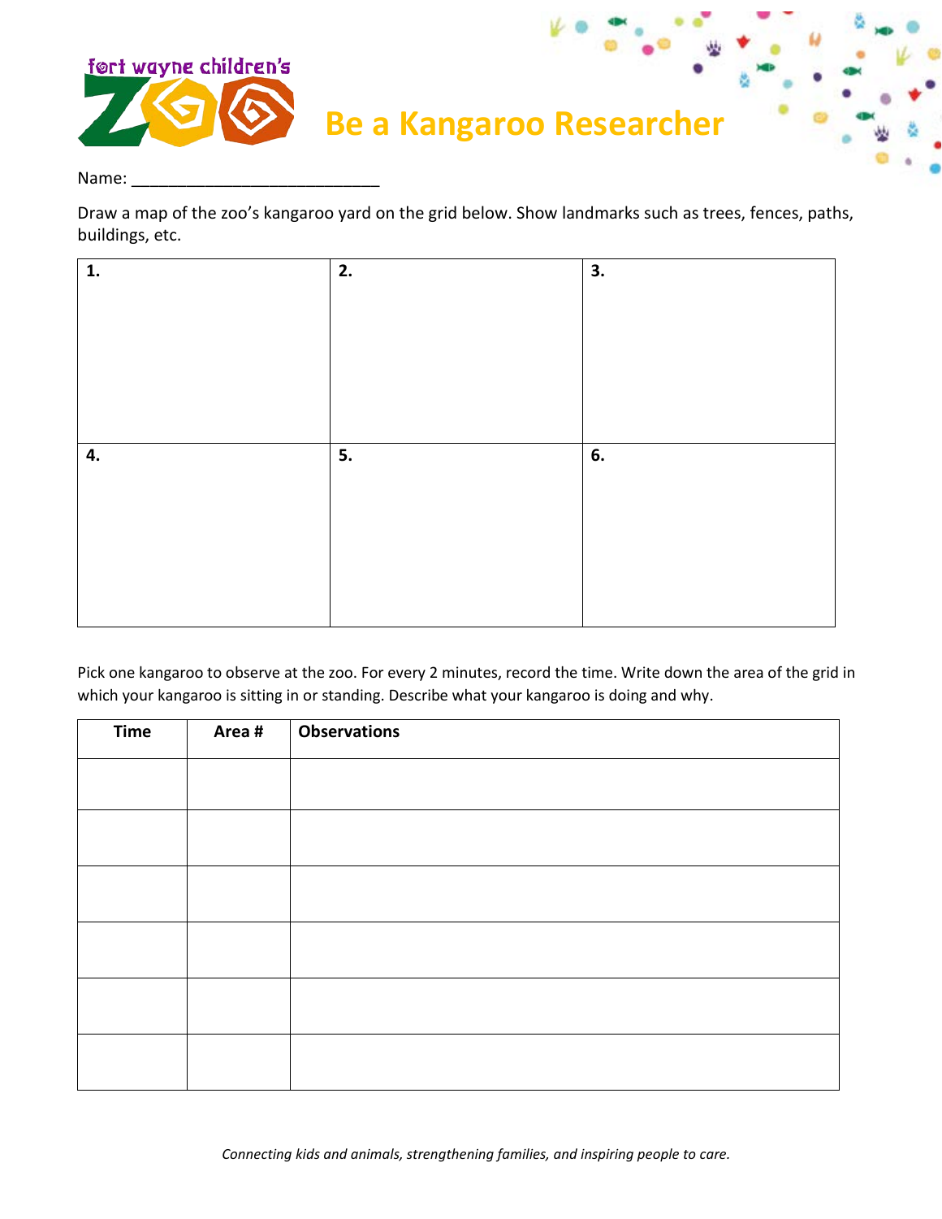# Be a Kangaroo Researcher

Name: ____________________________

Draw a map of the zoo's kangaroo yard on the grid below. Show landmarks such as trees, fences, paths, buildings, etc.

| | | |
|---|---|---|
| **1.** | **2.** | **3.** |
| **4.** | **5.** | **6.** |

Pick one kangaroo to observe at the zoo. For every 2 minutes, record the time. Write down the area of the grid in which your kangaroo is sitting in or standing. Describe what your kangaroo is doing and why.

| Time | Area # | Observations |
|---|---|---|
| | | |
| | | |
| | | |
| | | |
| | | |
| | | |

*Connecting kids and animals, strengthening families, and inspiring people to care.*